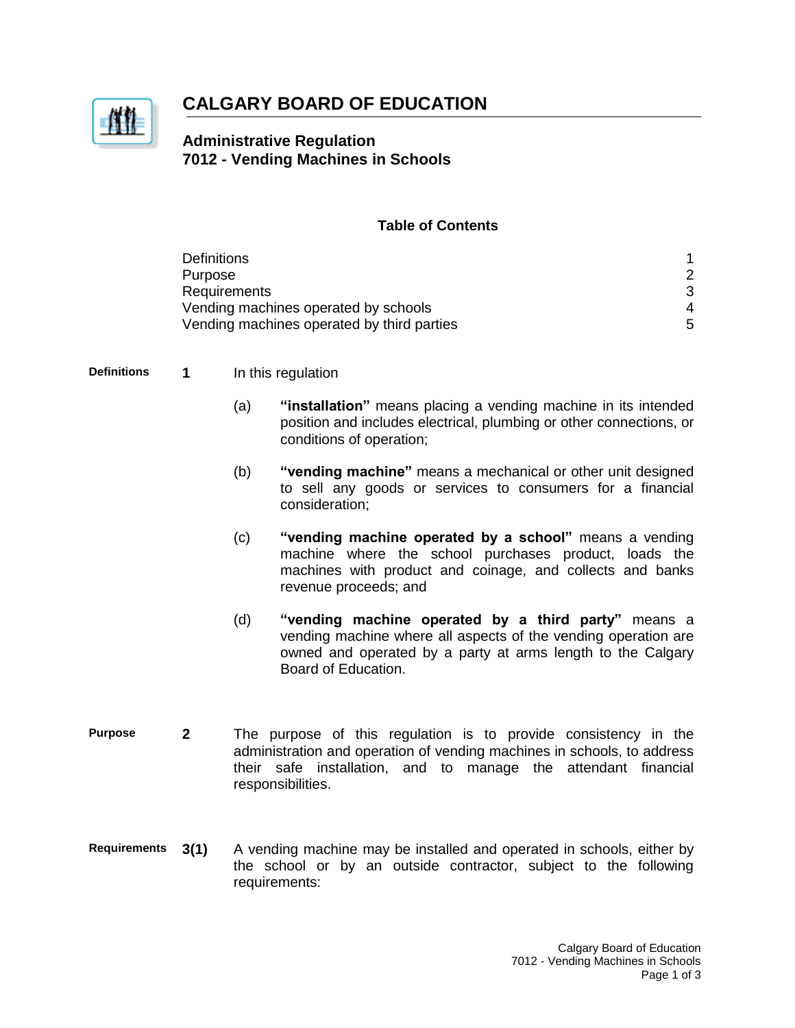# CALGARY BOARD OF EDUCATION

## Administrative Regulation
## 7012 - Vending Machines in Schools

**Table of Contents**

| | |
|---|---|
| Definitions | 1 |
| Purpose | 2 |
| Requirements | 3 |
| Vending machines operated by schools | 4 |
| Vending machines operated by third parties | 5 |

**Definitions**

**1** In this regulation

(a) **"installation"** means placing a vending machine in its intended position and includes electrical, plumbing or other connections, or conditions of operation;

(b) **"vending machine"** means a mechanical or other unit designed to sell any goods or services to consumers for a financial consideration;

(c) **"vending machine operated by a school"** means a vending machine where the school purchases product, loads the machines with product and coinage, and collects and banks revenue proceeds; and

(d) **"vending machine operated by a third party"** means a vending machine where all aspects of the vending operation are owned and operated by a party at arms length to the Calgary Board of Education.

**Purpose**

**2** The purpose of this regulation is to provide consistency in the administration and operation of vending machines in schools, to address their safe installation, and to manage the attendant financial responsibilities.

**Requirements**

**3(1)** A vending machine may be installed and operated in schools, either by the school or by an outside contractor, subject to the following requirements: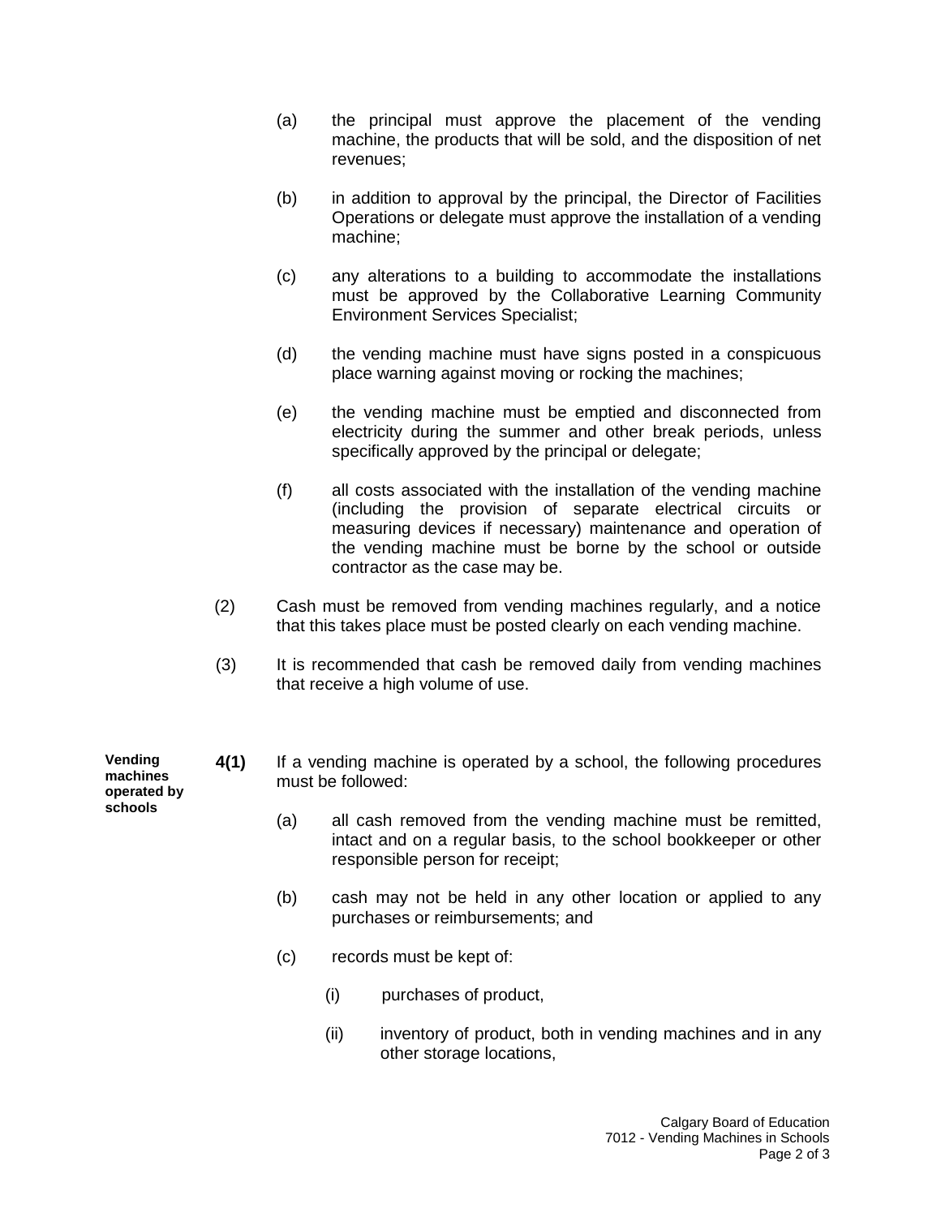(a) the principal must approve the placement of the vending machine, the products that will be sold, and the disposition of net revenues;

(b) in addition to approval by the principal, the Director of Facilities Operations or delegate must approve the installation of a vending machine;

(c) any alterations to a building to accommodate the installations must be approved by the Collaborative Learning Community Environment Services Specialist;

(d) the vending machine must have signs posted in a conspicuous place warning against moving or rocking the machines;

(e) the vending machine must be emptied and disconnected from electricity during the summer and other break periods, unless specifically approved by the principal or delegate;

(f) all costs associated with the installation of the vending machine (including the provision of separate electrical circuits or measuring devices if necessary) maintenance and operation of the vending machine must be borne by the school or outside contractor as the case may be.

(2) Cash must be removed from vending machines regularly, and a notice that this takes place must be posted clearly on each vending machine.

(3) It is recommended that cash be removed daily from vending machines that receive a high volume of use.

**Vending machines operated by schools**

**4(1)** If a vending machine is operated by a school, the following procedures must be followed:

(a) all cash removed from the vending machine must be remitted, intact and on a regular basis, to the school bookkeeper or other responsible person for receipt;

(b) cash may not be held in any other location or applied to any purchases or reimbursements; and

(c) records must be kept of:

(i) purchases of product,

(ii) inventory of product, both in vending machines and in any other storage locations,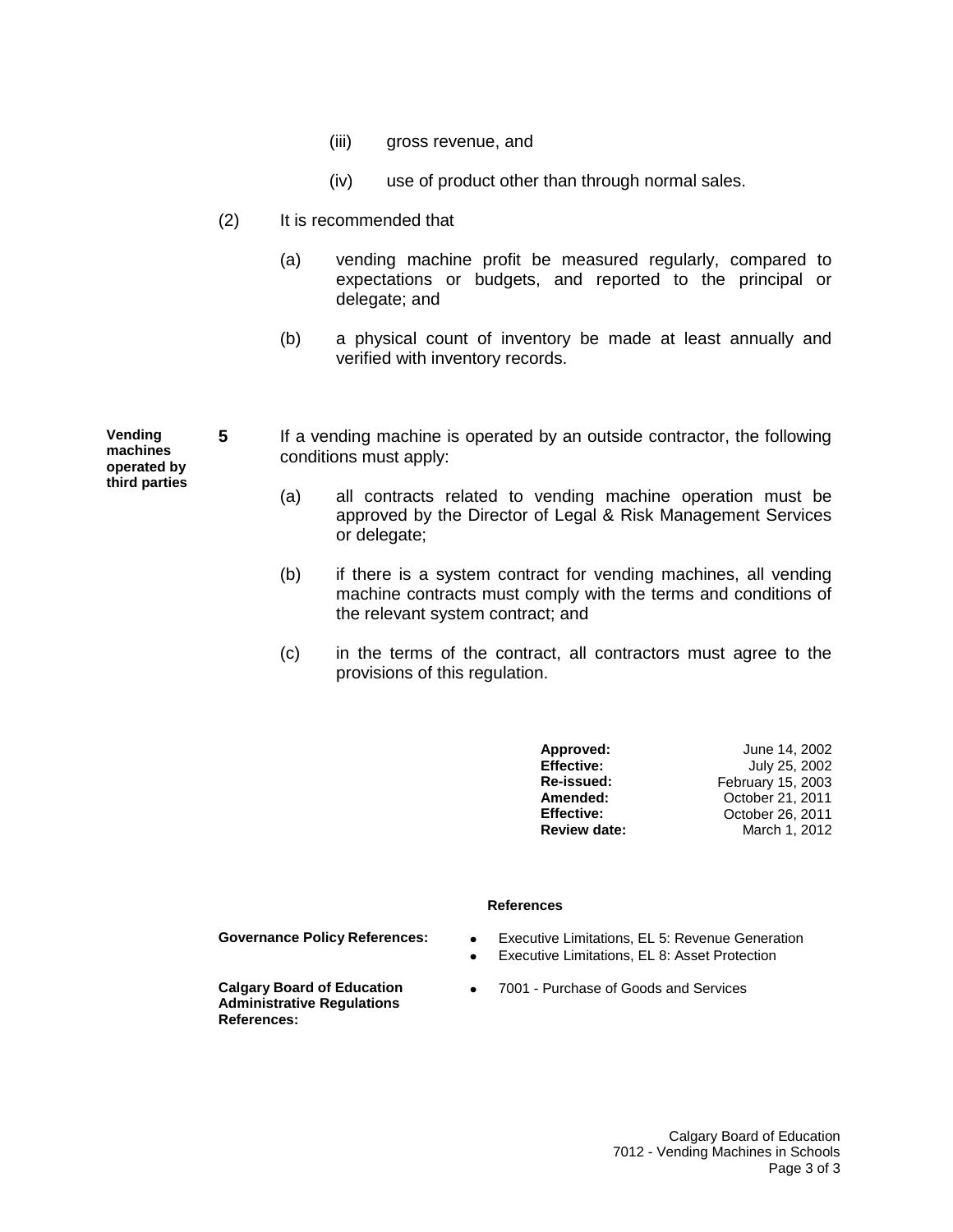(iii) gross revenue, and

(iv) use of product other than through normal sales.

(2) It is recommended that

(a) vending machine profit be measured regularly, compared to expectations or budgets, and reported to the principal or delegate; and

(b) a physical count of inventory be made at least annually and verified with inventory records.

**Vending machines operated by third parties**

**5** If a vending machine is operated by an outside contractor, the following conditions must apply:

(a) all contracts related to vending machine operation must be approved by the Director of Legal & Risk Management Services or delegate;

(b) if there is a system contract for vending machines, all vending machine contracts must comply with the terms and conditions of the relevant system contract; and

(c) in the terms of the contract, all contractors must agree to the provisions of this regulation.

| | |
|---|---|
| **Approved:** | June 14, 2002 |
| **Effective:** | July 25, 2002 |
| **Re-issued:** | February 15, 2003 |
| **Amended:** | October 21, 2011 |
| **Effective:** | October 26, 2011 |
| **Review date:** | March 1, 2012 |

**References**

**Governance Policy References:**

- Executive Limitations, EL 5: Revenue Generation
- Executive Limitations, EL 8: Asset Protection

**Calgary Board of Education Administrative Regulations References:**

- 7001 - Purchase of Goods and Services